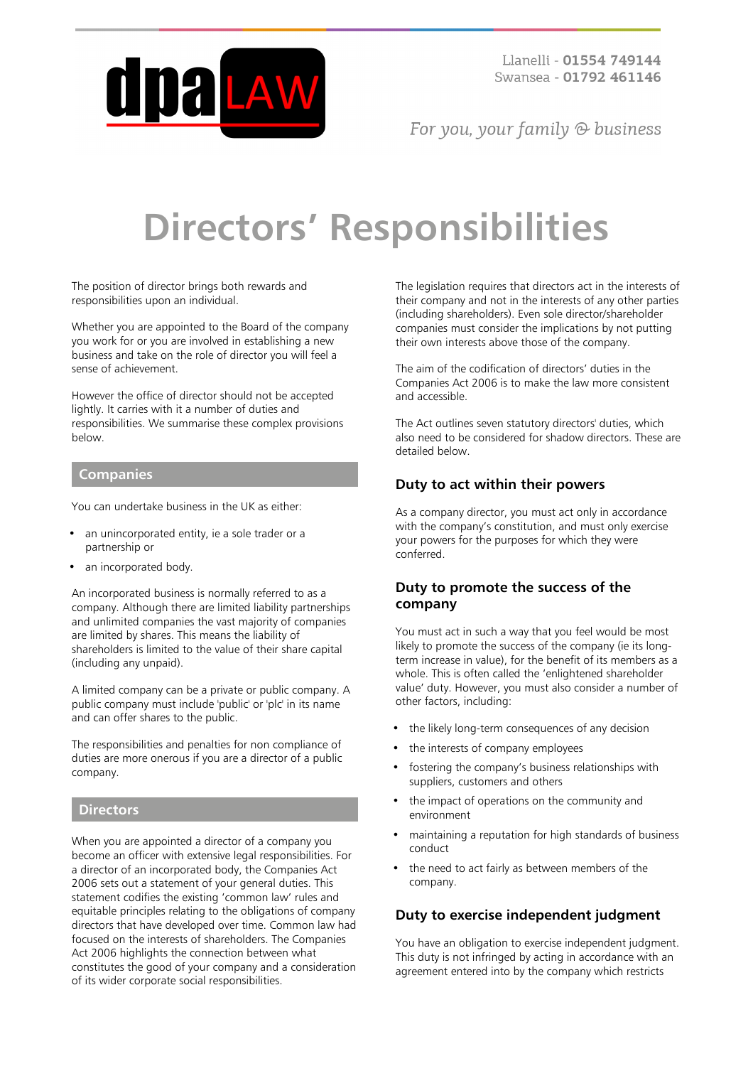# Directors' Responsibilities

The position of director brings both rewards and responsibilities upon an individual.

Whether you are appointed to the Board of the company you work for or you are involved in establishing a new business and take on the role of director you will feel a sense of achievement.

However the office of director should not be accepted lightly. It carries with it a number of duties and responsibilities. We summarise these complex provisions below.

## Companies

You can undertake business in the UK as either:

- an unincorporated entity, ie a sole trader or a partnership or
- an incorporated body.

An incorporated business is normally referred to as a company. Although there are limited liability partnerships and unlimited companies the vast majority of companies are limited by shares. This means the liability of shareholders is limited to the value of their share capital (including any unpaid).

A limited company can be a private or public company. A public company must include 'public' or 'plc' in its name and can offer shares to the public.

The responsibilities and penalties for non compliance of duties are more onerous if you are a director of a public company.

## Directors

When you are appointed a director of a company you become an officer with extensive legal responsibilities. For a director of an incorporated body, the Companies Act 2006 sets out a statement of your general duties. This statement codifies the existing 'common law' rules and equitable principles relating to the obligations of company directors that have developed over time. Common law had focused on the interests of shareholders. The Companies Act 2006 highlights the connection between what constitutes the good of your company and a consideration of its wider corporate social responsibilities.

The legislation requires that directors act in the interests of their company and not in the interests of any other parties (including shareholders). Even sole director/shareholder companies must consider the implications by not putting their own interests above those of the company.

The aim of the codification of directors' duties in the Companies Act 2006 is to make the law more consistent and accessible.

The Act outlines seven statutory directors' duties, which also need to be considered for shadow directors. These are detailed below.

### Duty to act within their powers

As a company director, you must act only in accordance with the company's constitution, and must only exercise your powers for the purposes for which they were conferred.

### Duty to promote the success of the company

You must act in such a way that you feel would be most likely to promote the success of the company (ie its long-term increase in value), for the benefit of its members as a whole. This is often called the 'enlightened shareholder value' duty. However, you must also consider a number of other factors, including:

- the likely long-term consequences of any decision
- the interests of company employees
- fostering the company's business relationships with suppliers, customers and others
- the impact of operations on the community and environment
- maintaining a reputation for high standards of business conduct
- the need to act fairly as between members of the company.

### Duty to exercise independent judgment

You have an obligation to exercise independent judgment. This duty is not infringed by acting in accordance with an agreement entered into by the company which restricts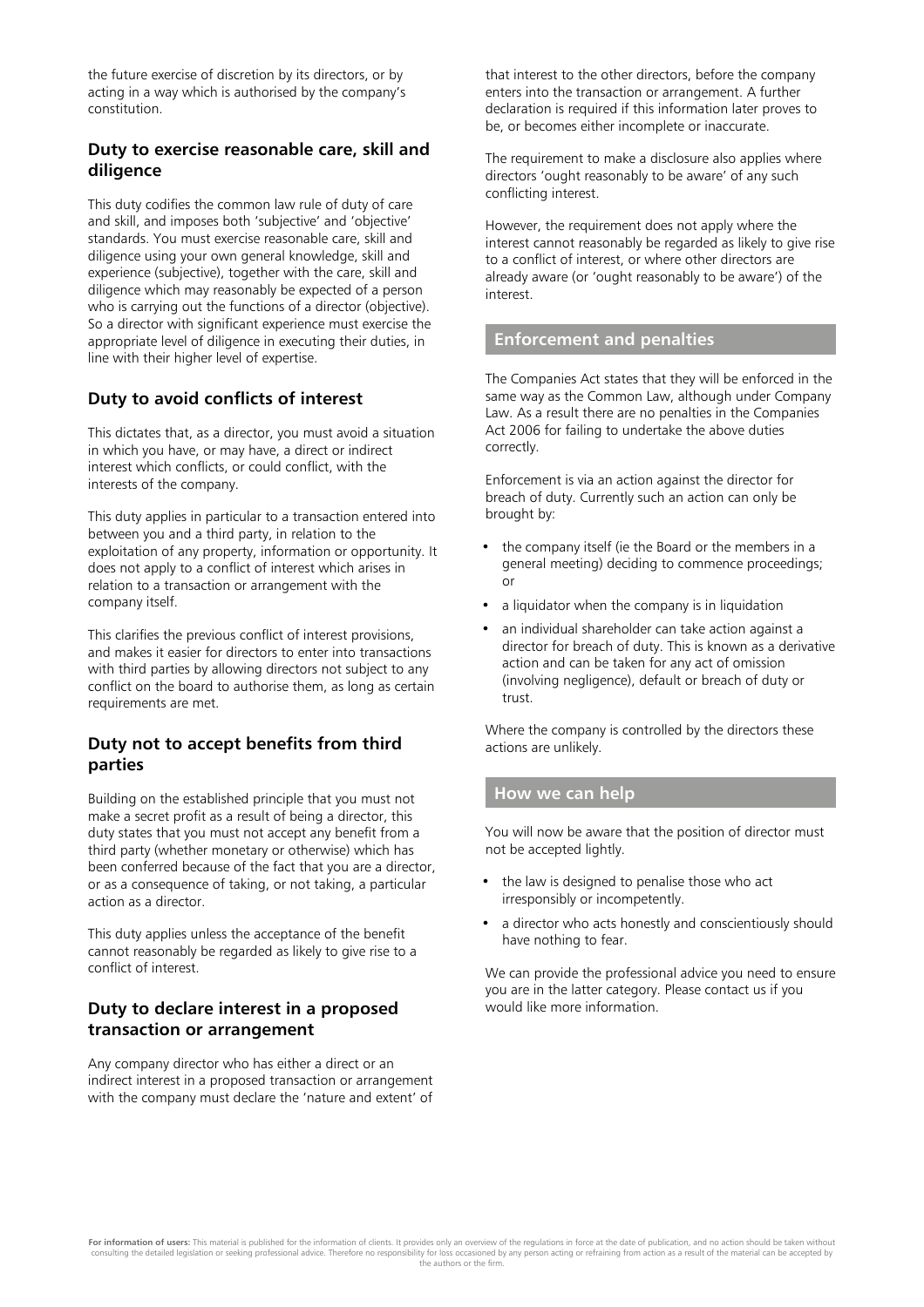the future exercise of discretion by its directors, or by acting in a way which is authorised by the company's constitution.

## Duty to exercise reasonable care, skill and diligence

This duty codifies the common law rule of duty of care and skill, and imposes both 'subjective' and 'objective' standards. You must exercise reasonable care, skill and diligence using your own general knowledge, skill and experience (subjective), together with the care, skill and diligence which may reasonably be expected of a person who is carrying out the functions of a director (objective). So a director with significant experience must exercise the appropriate level of diligence in executing their duties, in line with their higher level of expertise.

## Duty to avoid conflicts of interest

This dictates that, as a director, you must avoid a situation in which you have, or may have, a direct or indirect interest which conflicts, or could conflict, with the interests of the company.

This duty applies in particular to a transaction entered into between you and a third party, in relation to the exploitation of any property, information or opportunity. It does not apply to a conflict of interest which arises in relation to a transaction or arrangement with the company itself.

This clarifies the previous conflict of interest provisions, and makes it easier for directors to enter into transactions with third parties by allowing directors not subject to any conflict on the board to authorise them, as long as certain requirements are met.

## Duty not to accept benefits from third parties

Building on the established principle that you must not make a secret profit as a result of being a director, this duty states that you must not accept any benefit from a third party (whether monetary or otherwise) which has been conferred because of the fact that you are a director, or as a consequence of taking, or not taking, a particular action as a director.

This duty applies unless the acceptance of the benefit cannot reasonably be regarded as likely to give rise to a conflict of interest.

## Duty to declare interest in a proposed transaction or arrangement

Any company director who has either a direct or an indirect interest in a proposed transaction or arrangement with the company must declare the 'nature and extent' of that interest to the other directors, before the company enters into the transaction or arrangement. A further declaration is required if this information later proves to be, or becomes either incomplete or inaccurate.

The requirement to make a disclosure also applies where directors 'ought reasonably to be aware' of any such conflicting interest.

However, the requirement does not apply where the interest cannot reasonably be regarded as likely to give rise to a conflict of interest, or where other directors are already aware (or 'ought reasonably to be aware') of the interest.

## Enforcement and penalties

The Companies Act states that they will be enforced in the same way as the Common Law, although under Company Law. As a result there are no penalties in the Companies Act 2006 for failing to undertake the above duties correctly.

Enforcement is via an action against the director for breach of duty. Currently such an action can only be brought by:

- the company itself (ie the Board or the members in a general meeting) deciding to commence proceedings; or
- a liquidator when the company is in liquidation
- an individual shareholder can take action against a director for breach of duty. This is known as a derivative action and can be taken for any act of omission (involving negligence), default or breach of duty or trust.

Where the company is controlled by the directors these actions are unlikely.

## How we can help

You will now be aware that the position of director must not be accepted lightly.

- the law is designed to penalise those who act irresponsibly or incompetently.
- a director who acts honestly and conscientiously should have nothing to fear.

We can provide the professional advice you need to ensure you are in the latter category. Please contact us if you would like more information.

**For information of users:** This material is published for the information of clients. It provides only an overview of the regulations in force at the date of publication, and no action should be taken without consulting the detailed legislation or seeking professional advice. Therefore no responsibility for loss occasioned by any person acting or refraining from action as a result of the material can be accepted by the authors or the firm.